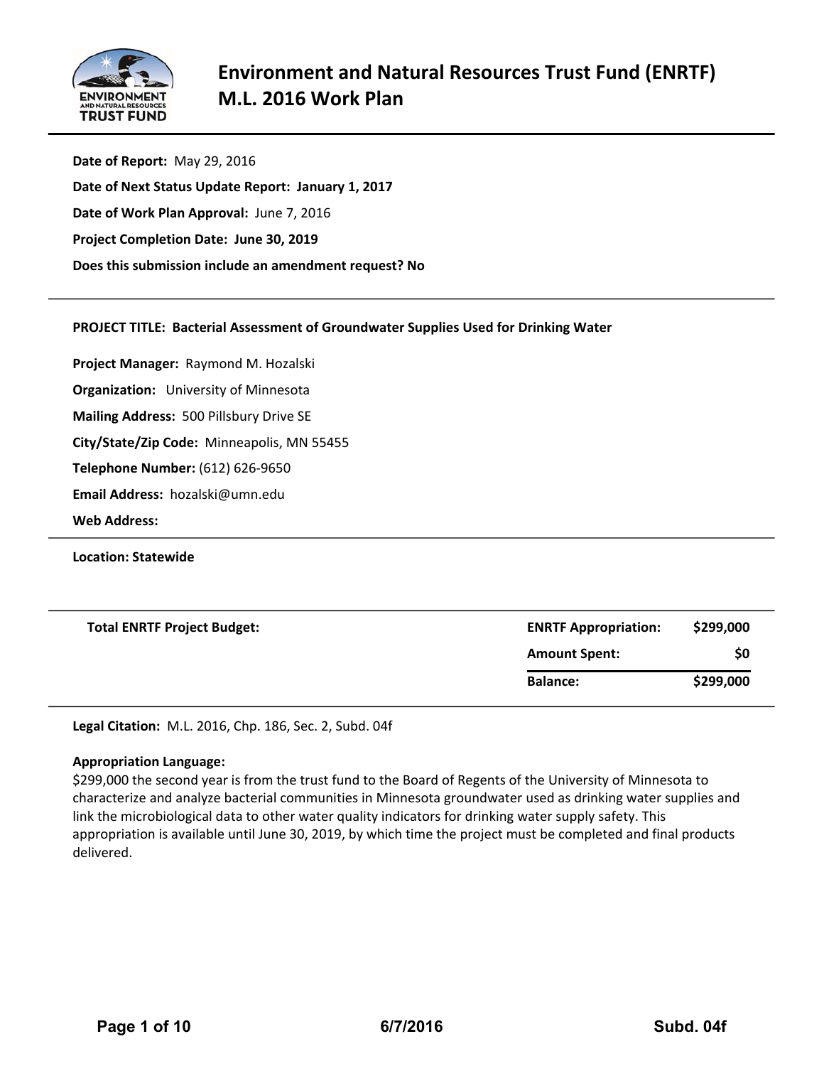# Environment and Natural Resources Trust Fund (ENRTF) M.L. 2016 Work Plan

**Date of Report:** May 29, 2016

**Date of Next Status Update Report: January 1, 2017**

**Date of Work Plan Approval:** June 7, 2016

**Project Completion Date: June 30, 2019**

**Does this submission include an amendment request? No**

---

**PROJECT TITLE: Bacterial Assessment of Groundwater Supplies Used for Drinking Water**

**Project Manager:** Raymond M. Hozalski

**Organization:** University of Minnesota

**Mailing Address:** 500 Pillsbury Drive SE

**City/State/Zip Code:** Minneapolis, MN 55455

**Telephone Number:** (612) 626-9650

**Email Address:** hozalski@umn.edu

**Web Address:**

---

**Location: Statewide**

---

| **Total ENRTF Project Budget:** | **ENRTF Appropriation:** | **$299,000** |
|---|---|---|
| | **Amount Spent:** | **$0** |
| | **Balance:** | **$299,000** |

---

**Legal Citation:** M.L. 2016, Chp. 186, Sec. 2, Subd. 04f

**Appropriation Language:**

$299,000 the second year is from the trust fund to the Board of Regents of the University of Minnesota to characterize and analyze bacterial communities in Minnesota groundwater used as drinking water supplies and link the microbiological data to other water quality indicators for drinking water supply safety. This appropriation is available until June 30, 2019, by which time the project must be completed and final products delivered.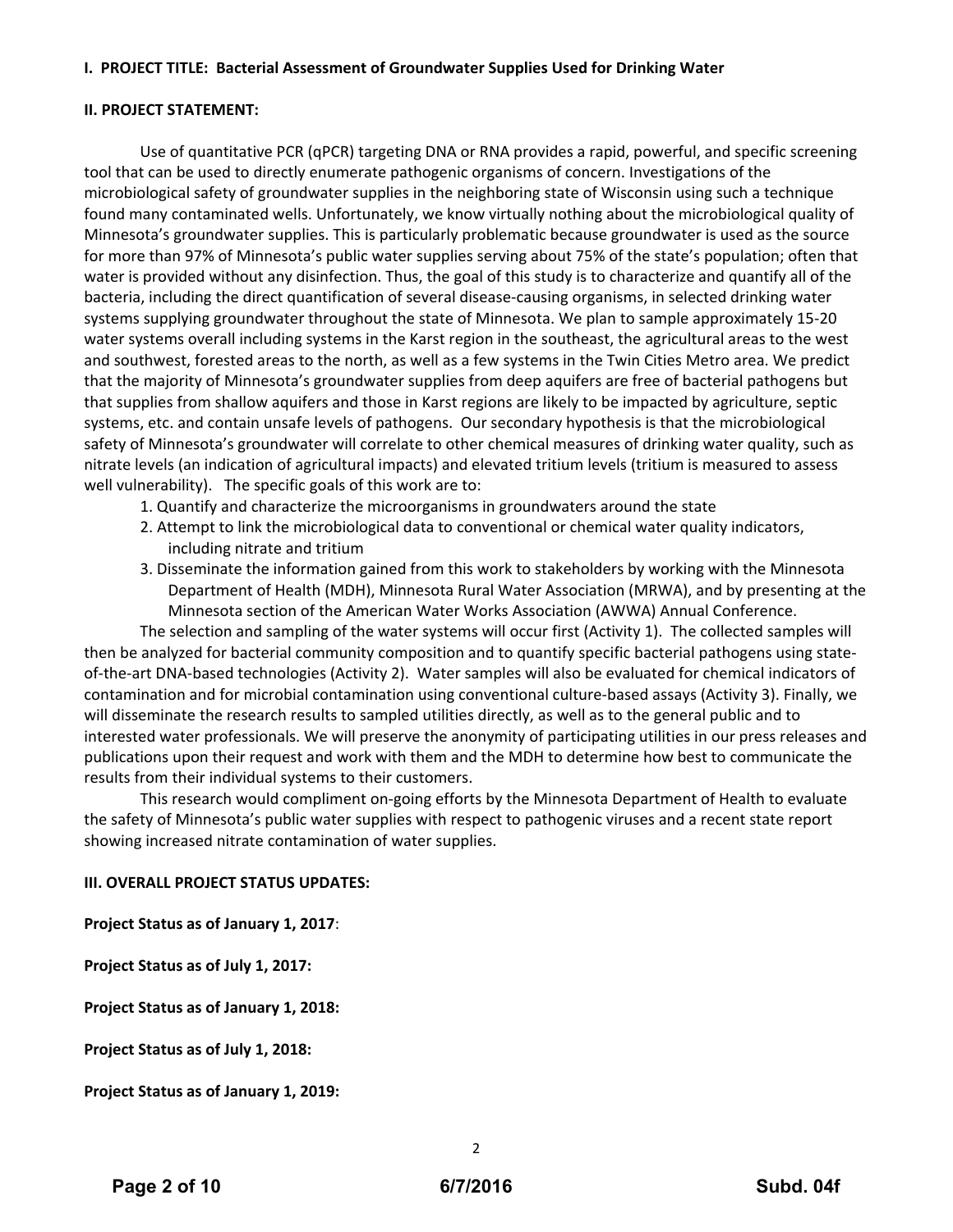**I. PROJECT TITLE: Bacterial Assessment of Groundwater Supplies Used for Drinking Water**

**II. PROJECT STATEMENT:**

Use of quantitative PCR (qPCR) targeting DNA or RNA provides a rapid, powerful, and specific screening tool that can be used to directly enumerate pathogenic organisms of concern. Investigations of the microbiological safety of groundwater supplies in the neighboring state of Wisconsin using such a technique found many contaminated wells. Unfortunately, we know virtually nothing about the microbiological quality of Minnesota's groundwater supplies. This is particularly problematic because groundwater is used as the source for more than 97% of Minnesota's public water supplies serving about 75% of the state's population; often that water is provided without any disinfection. Thus, the goal of this study is to characterize and quantify all of the bacteria, including the direct quantification of several disease-causing organisms, in selected drinking water systems supplying groundwater throughout the state of Minnesota. We plan to sample approximately 15-20 water systems overall including systems in the Karst region in the southeast, the agricultural areas to the west and southwest, forested areas to the north, as well as a few systems in the Twin Cities Metro area. We predict that the majority of Minnesota's groundwater supplies from deep aquifers are free of bacterial pathogens but that supplies from shallow aquifers and those in Karst regions are likely to be impacted by agriculture, septic systems, etc. and contain unsafe levels of pathogens. Our secondary hypothesis is that the microbiological safety of Minnesota's groundwater will correlate to other chemical measures of drinking water quality, such as nitrate levels (an indication of agricultural impacts) and elevated tritium levels (tritium is measured to assess well vulnerability). The specific goals of this work are to:

1. Quantify and characterize the microorganisms in groundwaters around the state
2. Attempt to link the microbiological data to conventional or chemical water quality indicators, including nitrate and tritium
3. Disseminate the information gained from this work to stakeholders by working with the Minnesota Department of Health (MDH), Minnesota Rural Water Association (MRWA), and by presenting at the Minnesota section of the American Water Works Association (AWWA) Annual Conference.

The selection and sampling of the water systems will occur first (Activity 1). The collected samples will then be analyzed for bacterial community composition and to quantify specific bacterial pathogens using state-of-the-art DNA-based technologies (Activity 2). Water samples will also be evaluated for chemical indicators of contamination and for microbial contamination using conventional culture-based assays (Activity 3). Finally, we will disseminate the research results to sampled utilities directly, as well as to the general public and to interested water professionals. We will preserve the anonymity of participating utilities in our press releases and publications upon their request and work with them and the MDH to determine how best to communicate the results from their individual systems to their customers.

This research would compliment on-going efforts by the Minnesota Department of Health to evaluate the safety of Minnesota's public water supplies with respect to pathogenic viruses and a recent state report showing increased nitrate contamination of water supplies.

**III. OVERALL PROJECT STATUS UPDATES:**

**Project Status as of January 1, 2017**:

**Project Status as of July 1, 2017:**

**Project Status as of January 1, 2018:**

**Project Status as of July 1, 2018:**

**Project Status as of January 1, 2019:**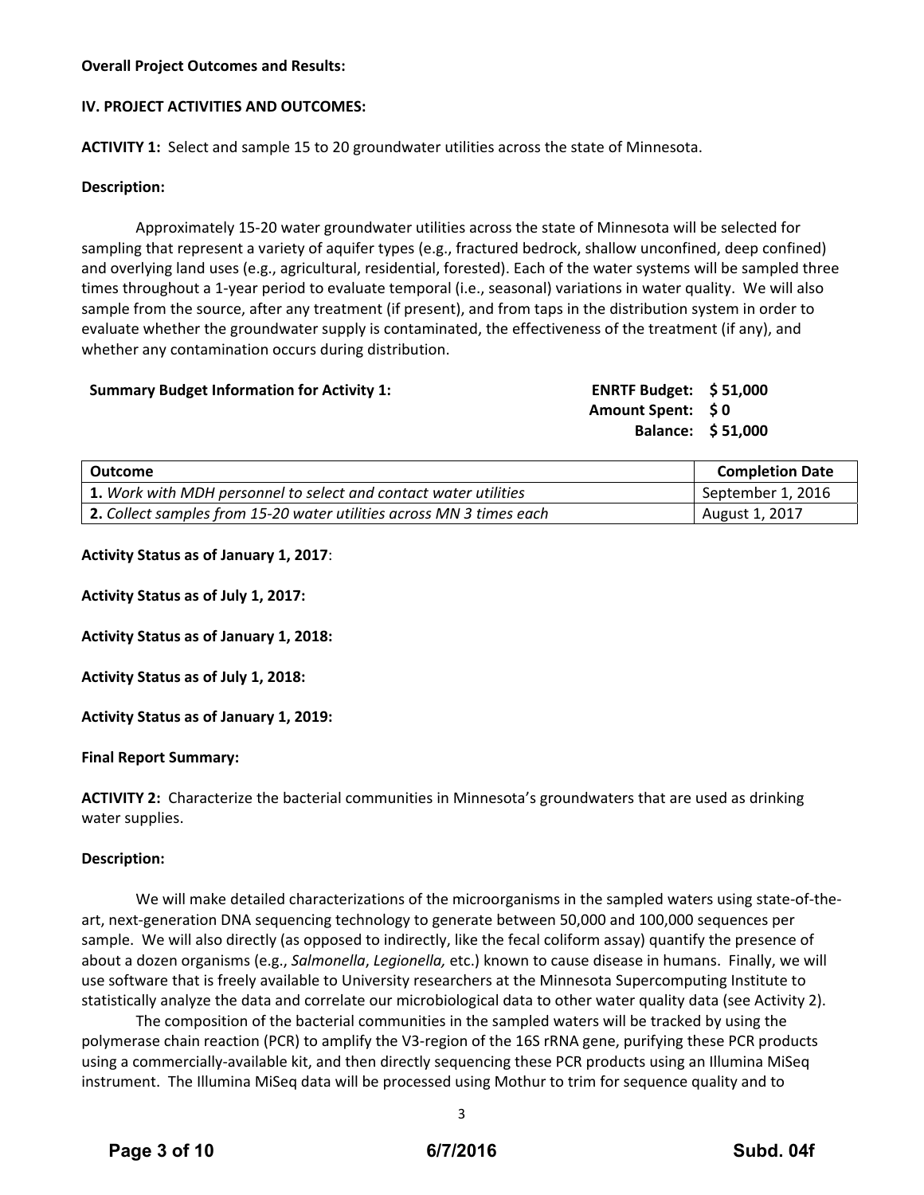**Overall Project Outcomes and Results:**

**IV. PROJECT ACTIVITIES AND OUTCOMES:**

**ACTIVITY 1:** Select and sample 15 to 20 groundwater utilities across the state of Minnesota.

**Description:**

Approximately 15-20 water groundwater utilities across the state of Minnesota will be selected for sampling that represent a variety of aquifer types (e.g., fractured bedrock, shallow unconfined, deep confined) and overlying land uses (e.g., agricultural, residential, forested). Each of the water systems will be sampled three times throughout a 1-year period to evaluate temporal (i.e., seasonal) variations in water quality. We will also sample from the source, after any treatment (if present), and from taps in the distribution system in order to evaluate whether the groundwater supply is contaminated, the effectiveness of the treatment (if any), and whether any contamination occurs during distribution.

**Summary Budget Information for Activity 1:**

**ENRTF Budget: $ 51,000**
**Amount Spent: $ 0**
**Balance: $ 51,000**

| Outcome | Completion Date |
| --- | --- |
| **1.** *Work with MDH personnel to select and contact water utilities* | September 1, 2016 |
| **2.** *Collect samples from 15-20 water utilities across MN 3 times each* | August 1, 2017 |

**Activity Status as of January 1, 2017**:

**Activity Status as of July 1, 2017:**

**Activity Status as of January 1, 2018:**

**Activity Status as of July 1, 2018:**

**Activity Status as of January 1, 2019:**

**Final Report Summary:**

**ACTIVITY 2:** Characterize the bacterial communities in Minnesota's groundwaters that are used as drinking water supplies.

**Description:**

We will make detailed characterizations of the microorganisms in the sampled waters using state-of-the-art, next-generation DNA sequencing technology to generate between 50,000 and 100,000 sequences per sample. We will also directly (as opposed to indirectly, like the fecal coliform assay) quantify the presence of about a dozen organisms (e.g., *Salmonella*, *Legionella,* etc.) known to cause disease in humans. Finally, we will use software that is freely available to University researchers at the Minnesota Supercomputing Institute to statistically analyze the data and correlate our microbiological data to other water quality data (see Activity 2).

The composition of the bacterial communities in the sampled waters will be tracked by using the polymerase chain reaction (PCR) to amplify the V3-region of the 16S rRNA gene, purifying these PCR products using a commercially-available kit, and then directly sequencing these PCR products using an Illumina MiSeq instrument. The Illumina MiSeq data will be processed using Mothur to trim for sequence quality and to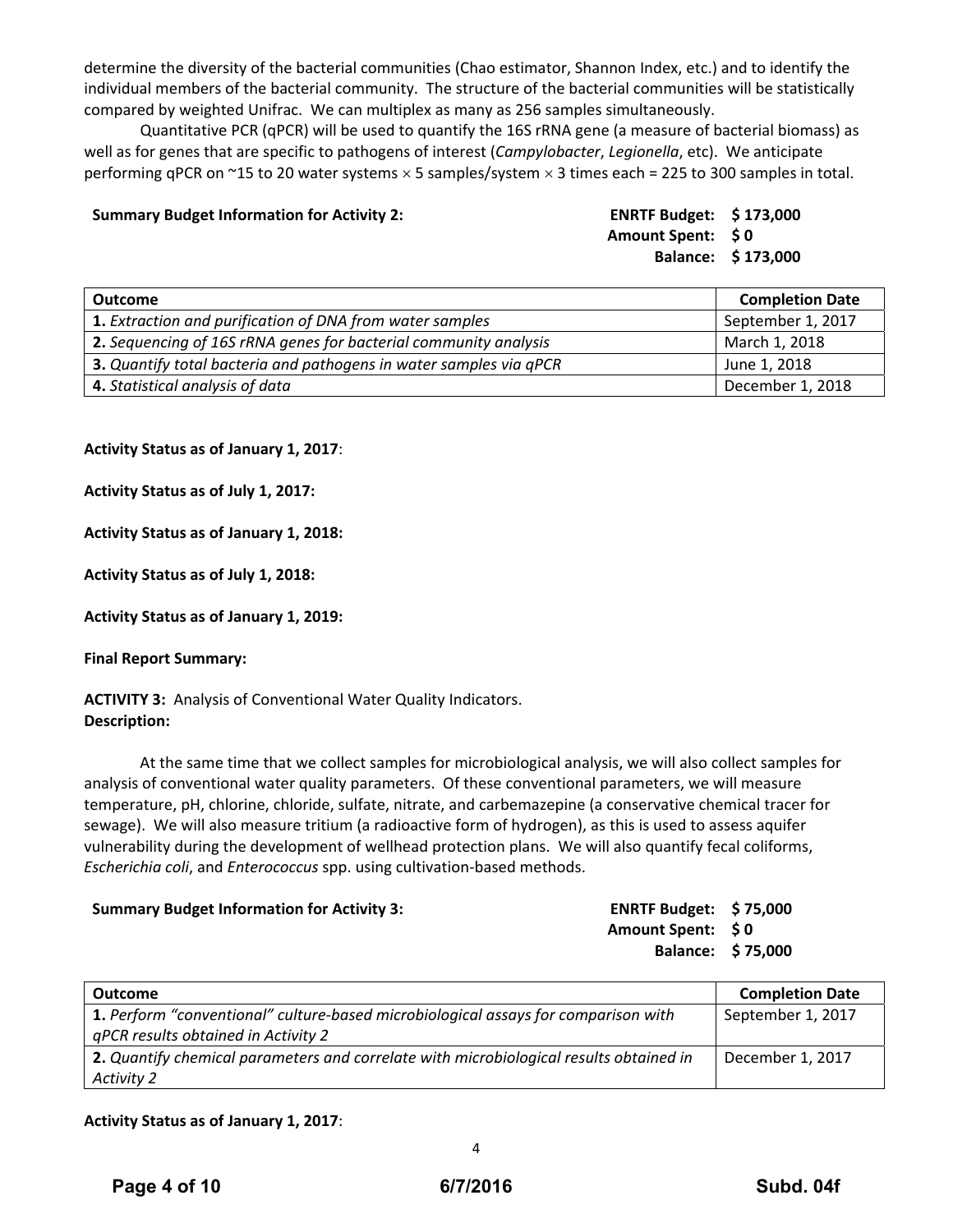determine the diversity of the bacterial communities (Chao estimator, Shannon Index, etc.) and to identify the individual members of the bacterial community. The structure of the bacterial communities will be statistically compared by weighted Unifrac. We can multiplex as many as 256 samples simultaneously.

Quantitative PCR (qPCR) will be used to quantify the 16S rRNA gene (a measure of bacterial biomass) as well as for genes that are specific to pathogens of interest (*Campylobacter*, *Legionella*, etc). We anticipate performing qPCR on ~15 to 20 water systems $\times$ 5 samples/system $\times$ 3 times each = 225 to 300 samples in total.

**Summary Budget Information for Activity 2:**

**ENRTF Budget: $ 173,000**
**Amount Spent: $ 0**
**Balance: $ 173,000**

| Outcome | Completion Date |
|---|---|
| **1.** *Extraction and purification of DNA from water samples* | September 1, 2017 |
| **2.** *Sequencing of 16S rRNA genes for bacterial community analysis* | March 1, 2018 |
| **3.** *Quantify total bacteria and pathogens in water samples via qPCR* | June 1, 2018 |
| **4.** *Statistical analysis of data* | December 1, 2018 |

**Activity Status as of January 1, 2017**:

**Activity Status as of July 1, 2017:**

**Activity Status as of January 1, 2018:**

**Activity Status as of July 1, 2018:**

**Activity Status as of January 1, 2019:**

**Final Report Summary:**

**ACTIVITY 3:** Analysis of Conventional Water Quality Indicators.
**Description:**

At the same time that we collect samples for microbiological analysis, we will also collect samples for analysis of conventional water quality parameters. Of these conventional parameters, we will measure temperature, pH, chlorine, chloride, sulfate, nitrate, and carbemazepine (a conservative chemical tracer for sewage). We will also measure tritium (a radioactive form of hydrogen), as this is used to assess aquifer vulnerability during the development of wellhead protection plans. We will also quantify fecal coliforms, *Escherichia coli*, and *Enterococcus* spp. using cultivation-based methods.

**Summary Budget Information for Activity 3:**

**ENRTF Budget: $ 75,000**
**Amount Spent: $ 0**
**Balance: $ 75,000**

| Outcome | Completion Date |
|---|---|
| **1.** *Perform "conventional" culture-based microbiological assays for comparison with qPCR results obtained in Activity 2* | September 1, 2017 |
| **2.** *Quantify chemical parameters and correlate with microbiological results obtained in Activity 2* | December 1, 2017 |

**Activity Status as of January 1, 2017**: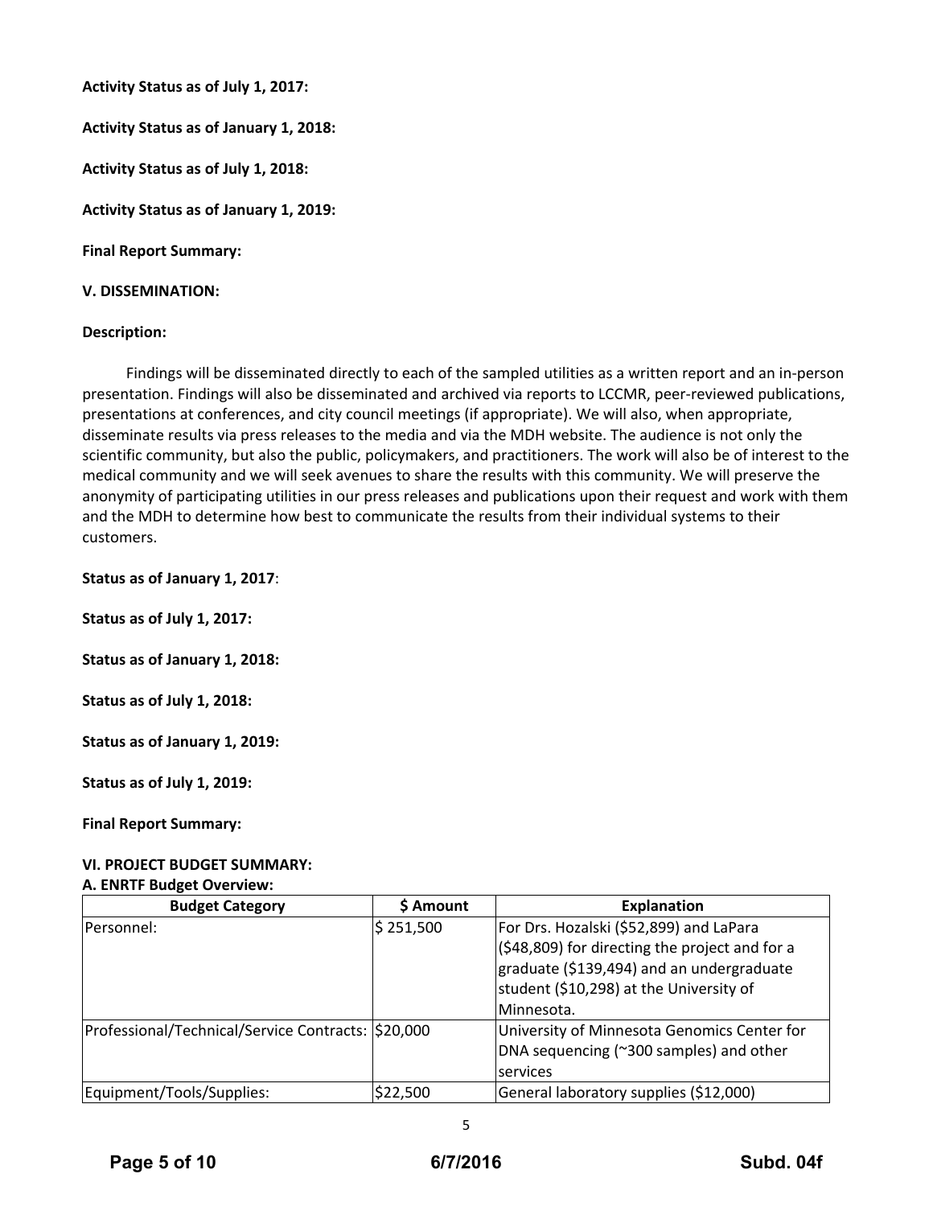**Activity Status as of July 1, 2017:**

**Activity Status as of January 1, 2018:**

**Activity Status as of July 1, 2018:**

**Activity Status as of January 1, 2019:**

**Final Report Summary:**

**V. DISSEMINATION:**

**Description:**

Findings will be disseminated directly to each of the sampled utilities as a written report and an in-person presentation. Findings will also be disseminated and archived via reports to LCCMR, peer-reviewed publications, presentations at conferences, and city council meetings (if appropriate). We will also, when appropriate, disseminate results via press releases to the media and via the MDH website. The audience is not only the scientific community, but also the public, policymakers, and practitioners. The work will also be of interest to the medical community and we will seek avenues to share the results with this community. We will preserve the anonymity of participating utilities in our press releases and publications upon their request and work with them and the MDH to determine how best to communicate the results from their individual systems to their customers.

**Status as of January 1, 2017**:

**Status as of July 1, 2017:**

**Status as of January 1, 2018:**

**Status as of July 1, 2018:**

**Status as of January 1, 2019:**

**Status as of July 1, 2019:**

**Final Report Summary:**

**VI. PROJECT BUDGET SUMMARY:**

**A. ENRTF Budget Overview:**

| Budget Category | $ Amount | Explanation |
|---|---|---|
| Personnel: | $ 251,500 | For Drs. Hozalski ($52,899) and LaPara ($48,809) for directing the project and for a graduate ($139,494) and an undergraduate student ($10,298) at the University of Minnesota. |
| Professional/Technical/Service Contracts: | $20,000 | University of Minnesota Genomics Center for DNA sequencing (~300 samples) and other services |
| Equipment/Tools/Supplies: | $22,500 | General laboratory supplies ($12,000) |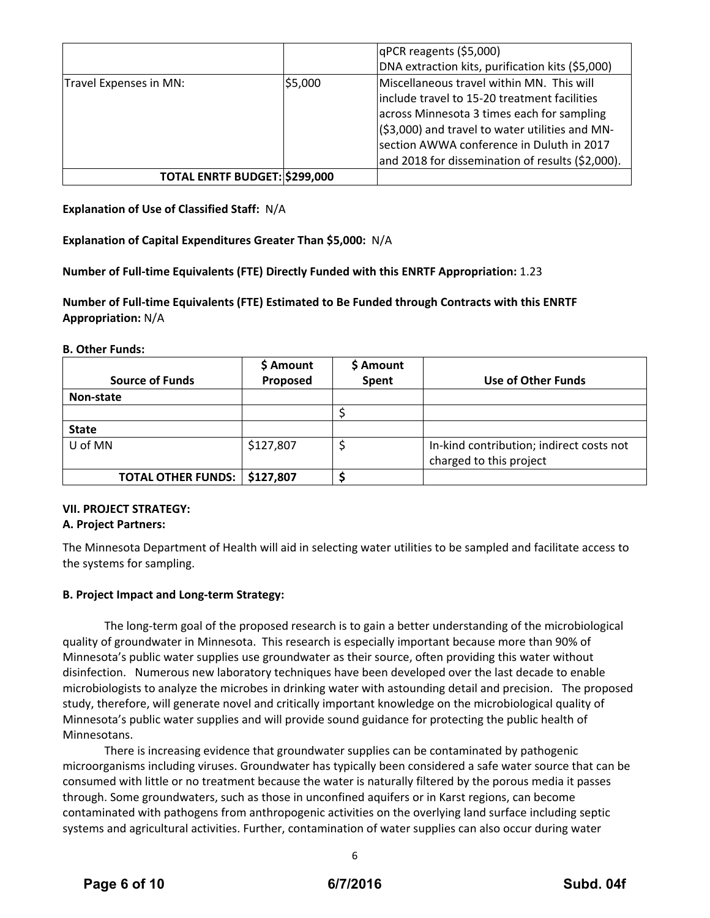| | | |
|---|---|---|
| | | qPCR reagents ($5,000)<br>DNA extraction kits, purification kits ($5,000) |
| Travel Expenses in MN: | $5,000 | Miscellaneous travel within MN. This will include travel to 15-20 treatment facilities across Minnesota 3 times each for sampling ($3,000) and travel to water utilities and MN-section AWWA conference in Duluth in 2017 and 2018 for dissemination of results ($2,000). |
| **TOTAL ENRTF BUDGET:** | **$299,000** | |

**Explanation of Use of Classified Staff:** N/A

**Explanation of Capital Expenditures Greater Than $5,000:** N/A

**Number of Full-time Equivalents (FTE) Directly Funded with this ENRTF Appropriation:** 1.23

**Number of Full-time Equivalents (FTE) Estimated to Be Funded through Contracts with this ENRTF Appropriation:** N/A

**B. Other Funds:**

| Source of Funds | $ Amount Proposed | $ Amount Spent | Use of Other Funds |
|---|---|---|---|
| **Non-state** | | | |
| | | $ | |
| **State** | | | |
| U of MN | $127,807 | $ | In-kind contribution; indirect costs not charged to this project |
| **TOTAL OTHER FUNDS:** | **$127,807** | **$** | |

**VII. PROJECT STRATEGY:**

**A. Project Partners:**

The Minnesota Department of Health will aid in selecting water utilities to be sampled and facilitate access to the systems for sampling.

**B. Project Impact and Long-term Strategy:**

The long-term goal of the proposed research is to gain a better understanding of the microbiological quality of groundwater in Minnesota. This research is especially important because more than 90% of Minnesota's public water supplies use groundwater as their source, often providing this water without disinfection. Numerous new laboratory techniques have been developed over the last decade to enable microbiologists to analyze the microbes in drinking water with astounding detail and precision. The proposed study, therefore, will generate novel and critically important knowledge on the microbiological quality of Minnesota's public water supplies and will provide sound guidance for protecting the public health of Minnesotans.

There is increasing evidence that groundwater supplies can be contaminated by pathogenic microorganisms including viruses. Groundwater has typically been considered a safe water source that can be consumed with little or no treatment because the water is naturally filtered by the porous media it passes through. Some groundwaters, such as those in unconfined aquifers or in Karst regions, can become contaminated with pathogens from anthropogenic activities on the overlying land surface including septic systems and agricultural activities. Further, contamination of water supplies can also occur during water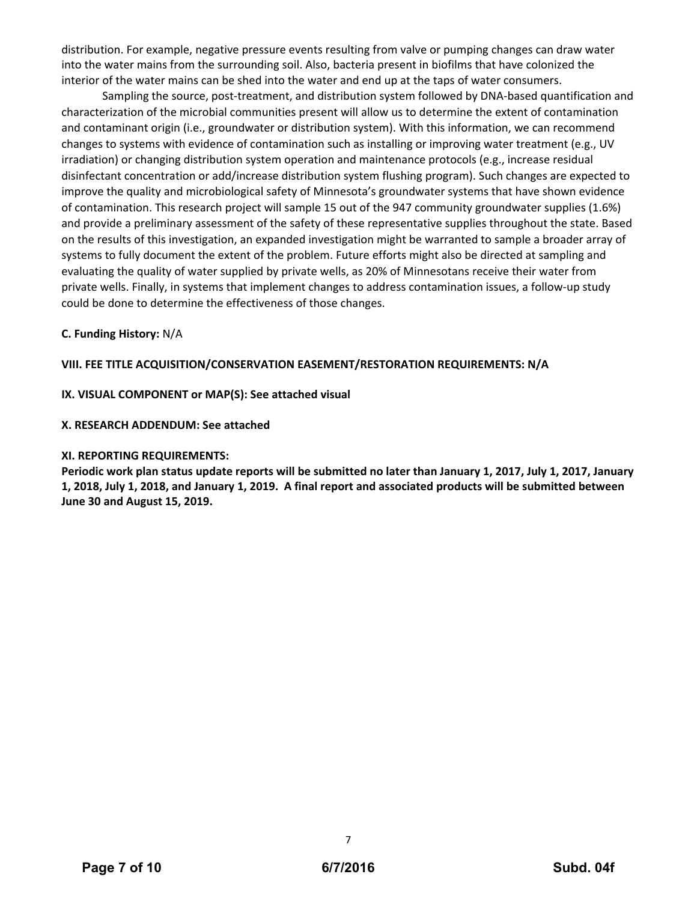distribution. For example, negative pressure events resulting from valve or pumping changes can draw water into the water mains from the surrounding soil. Also, bacteria present in biofilms that have colonized the interior of the water mains can be shed into the water and end up at the taps of water consumers.

Sampling the source, post-treatment, and distribution system followed by DNA-based quantification and characterization of the microbial communities present will allow us to determine the extent of contamination and contaminant origin (i.e., groundwater or distribution system). With this information, we can recommend changes to systems with evidence of contamination such as installing or improving water treatment (e.g., UV irradiation) or changing distribution system operation and maintenance protocols (e.g., increase residual disinfectant concentration or add/increase distribution system flushing program). Such changes are expected to improve the quality and microbiological safety of Minnesota's groundwater systems that have shown evidence of contamination. This research project will sample 15 out of the 947 community groundwater supplies (1.6%) and provide a preliminary assessment of the safety of these representative supplies throughout the state. Based on the results of this investigation, an expanded investigation might be warranted to sample a broader array of systems to fully document the extent of the problem. Future efforts might also be directed at sampling and evaluating the quality of water supplied by private wells, as 20% of Minnesotans receive their water from private wells. Finally, in systems that implement changes to address contamination issues, a follow-up study could be done to determine the effectiveness of those changes.

**C. Funding History:** N/A

**VIII. FEE TITLE ACQUISITION/CONSERVATION EASEMENT/RESTORATION REQUIREMENTS: N/A**

**IX. VISUAL COMPONENT or MAP(S): See attached visual**

**X. RESEARCH ADDENDUM: See attached**

**XI. REPORTING REQUIREMENTS:**

**Periodic work plan status update reports will be submitted no later than January 1, 2017, July 1, 2017, January 1, 2018, July 1, 2018, and January 1, 2019. A final report and associated products will be submitted between June 30 and August 15, 2019.**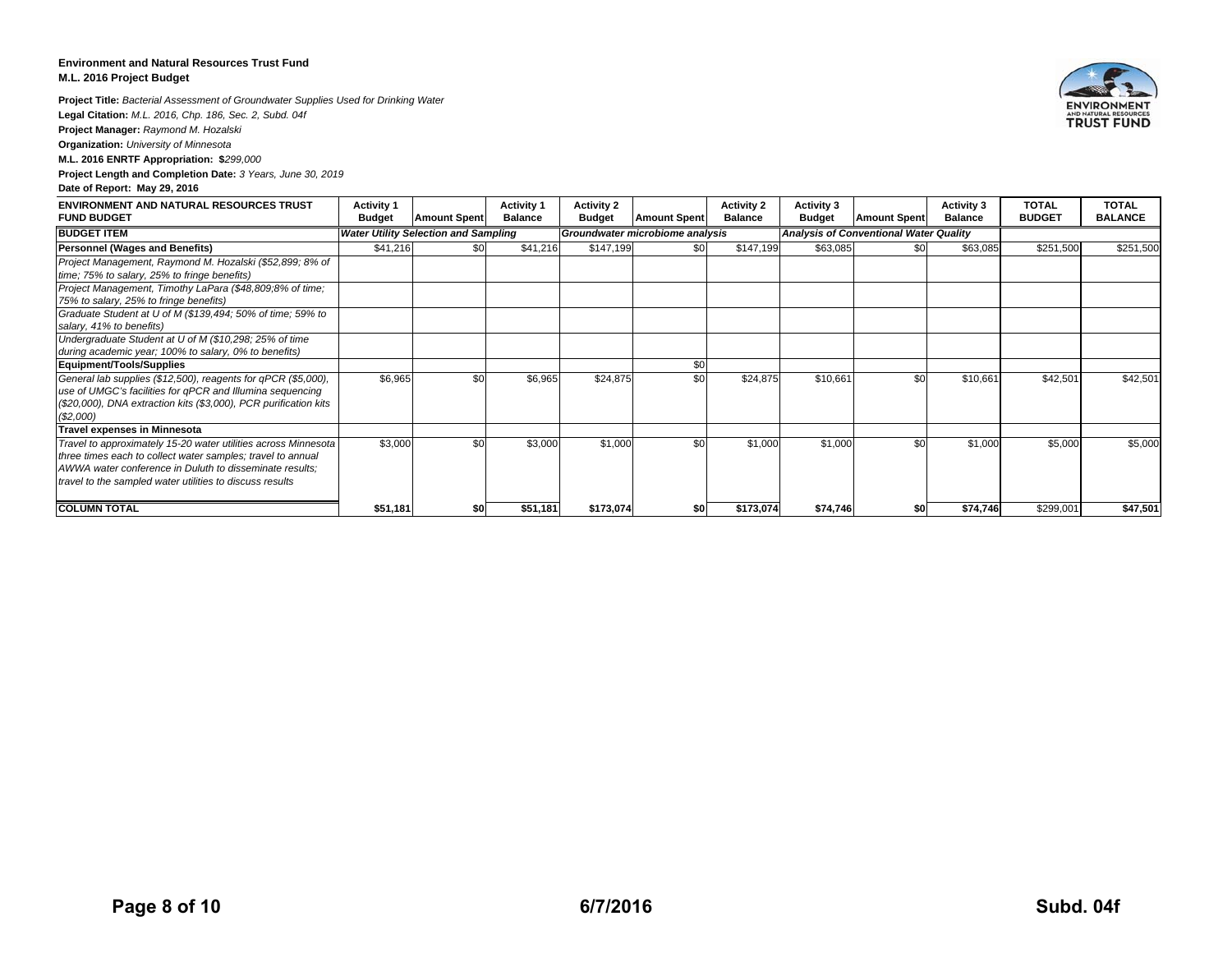**Environment and Natural Resources Trust Fund**
**M.L. 2016 Project Budget**

**Project Title:** *Bacterial Assessment of Groundwater Supplies Used for Drinking Water*
**Legal Citation:** *M.L. 2016, Chp. 186, Sec. 2, Subd. 04f*
**Project Manager:** *Raymond M. Hozalski*
**Organization:** *University of Minnesota*
**M.L. 2016 ENRTF Appropriation: $***299,000*
**Project Length and Completion Date:** *3 Years, June 30, 2019*
**Date of Report: May 29, 2016**

| ENVIRONMENT AND NATURAL RESOURCES TRUST FUND BUDGET | Activity 1 Budget | Amount Spent | Activity 1 Balance | Activity 2 Budget | Amount Spent | Activity 2 Balance | Activity 3 Budget | Amount Spent | Activity 3 Balance | TOTAL BUDGET | TOTAL BALANCE |
|---|---|---|---|---|---|---|---|---|---|---|---|
| **BUDGET ITEM** | *Water Utility Selection and Sampling* | | | *Groundwater microbiome analysis* | | | *Analysis of Conventional Water Quality* | | | | |
| **Personnel (Wages and Benefits)** | $41,216 | $0 | $41,216 | $147,199 | $0 | $147,199 | $63,085 | $0 | $63,085 | $251,500 | $251,500 |
| *Project Management, Raymond M. Hozalski ($52,899; 8% of time; 75% to salary, 25% to fringe benefits)* | | | | | | | | | | | |
| *Project Management, Timothy LaPara ($48,809;8% of time; 75% to salary, 25% to fringe benefits)* | | | | | | | | | | | |
| *Graduate Student at U of M ($139,494; 50% of time; 59% to salary, 41% to benefits)* | | | | | | | | | | | |
| *Undergraduate Student at U of M ($10,298; 25% of time during academic year; 100% to salary, 0% to benefits)* | | | | | | | | | | | |
| **Equipment/Tools/Supplies** | | | | | $0 | | | | | | |
| *General lab supplies ($12,500), reagents for qPCR ($5,000), use of UMGC's facilities for qPCR and Illumina sequencing ($20,000), DNA extraction kits ($3,000), PCR purification kits ($2,000)* | $6,965 | $0 | $6,965 | $24,875 | $0 | $24,875 | $10,661 | $0 | $10,661 | $42,501 | $42,501 |
| **Travel expenses in Minnesota** | | | | | | | | | | | |
| *Travel to approximately 15-20 water utilities across Minnesota three times each to collect water samples; travel to annual AWWA water conference in Duluth to disseminate results; travel to the sampled water utilities to discuss results* | $3,000 | $0 | $3,000 | $1,000 | $0 | $1,000 | $1,000 | $0 | $1,000 | $5,000 | $5,000 |
| **COLUMN TOTAL** | **$51,181** | **$0** | **$51,181** | **$173,074** | **$0** | **$173,074** | **$74,746** | **$0** | **$74,746** | $299,001 | **$47,501** |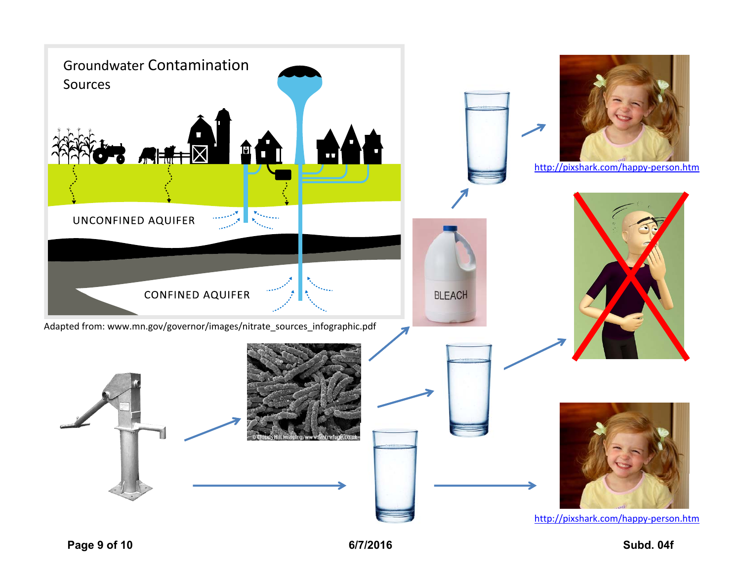Groundwater Contamination Sources

UNCONFINED AQUIFER

CONFINED AQUIFER

Adapted from: www.mn.gov/governor/images/nitrate_sources_infographic.pdf

BLEACH

© Clouds Hill Imaging/www.lastrefuge.co.uk

http://pixshark.com/happy-person.htm

http://pixshark.com/happy-person.htm

Subd. 04f